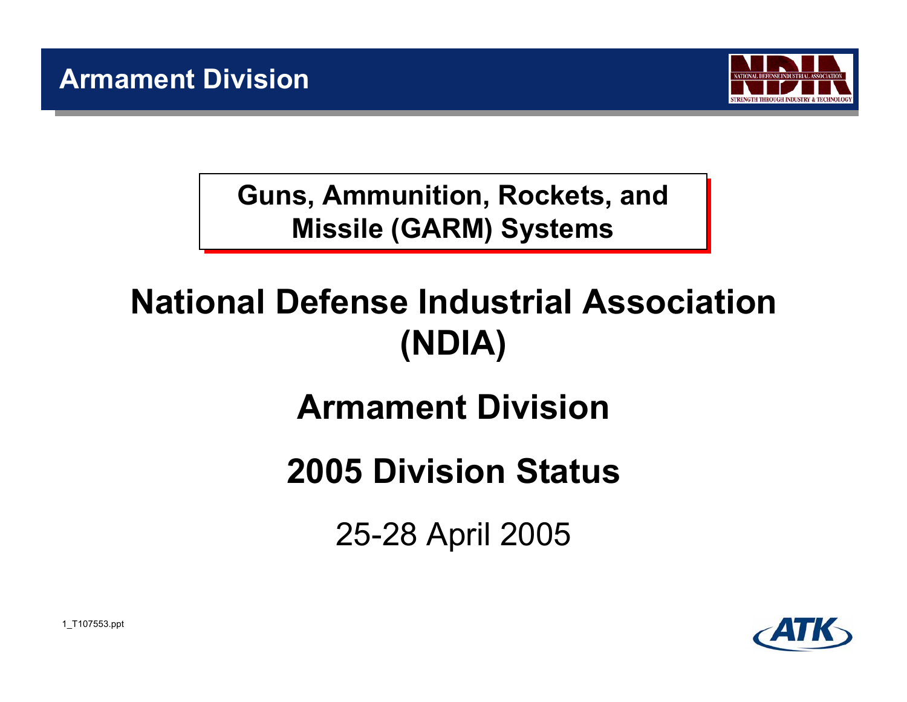Guns, Ammunition, Rockets, and Missile (GARM) Systems

# National Defense Industrial Association (NDIA)

## Armament Division

## 2005 Division Status

25-28 April 2005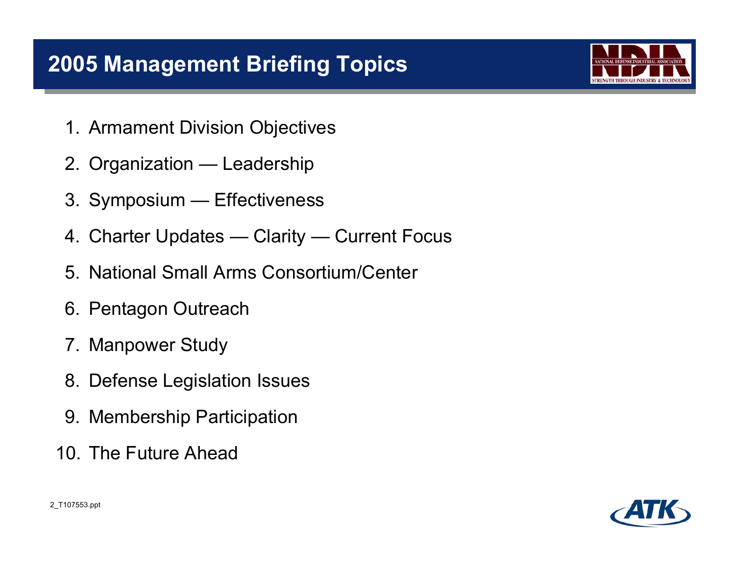# 2005 Management Briefing Topics

1. Armament Division Objectives
2. Organization — Leadership
3. Symposium — Effectiveness
4. Charter Updates — Clarity — Current Focus
5. National Small Arms Consortium/Center
6. Pentagon Outreach
7. Manpower Study
8. Defense Legislation Issues
9. Membership Participation
10. The Future Ahead

2_T107553.ppt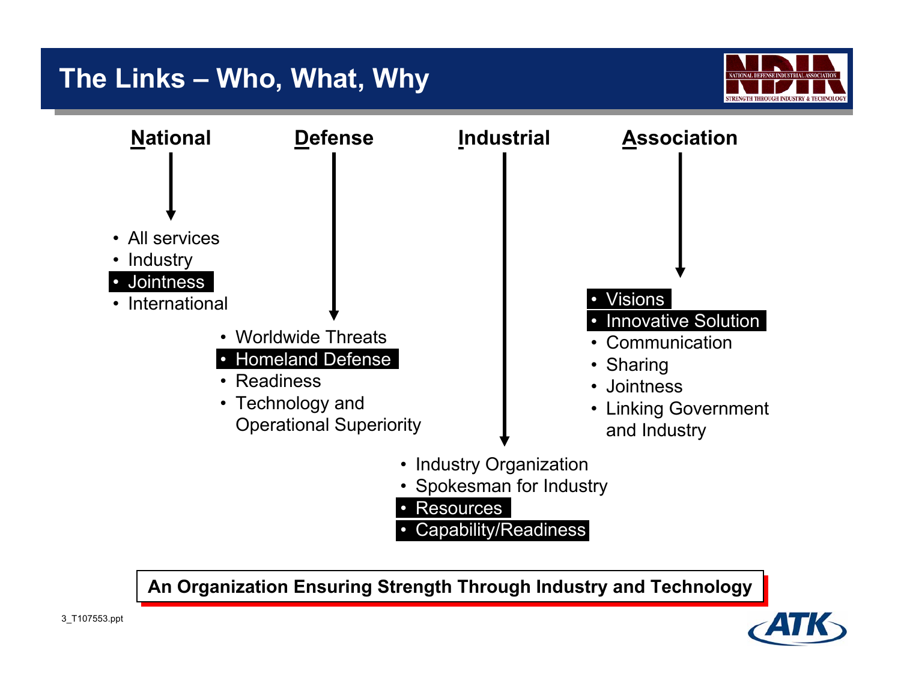# The Links – Who, What, Why

## National

- All services
- Industry
- **Jointness**
- International

## Defense

- Worldwide Threats
- **Homeland Defense**
- Readiness
- Technology and Operational Superiority

## Industrial

- Industry Organization
- Spokesman for Industry
- **Resources**
- **Capability/Readiness**

## Association

- **Visions**
- **Innovative Solution**
- Communication
- Sharing
- Jointness
- Linking Government and Industry

**An Organization Ensuring Strength Through Industry and Technology**

3_T107553.ppt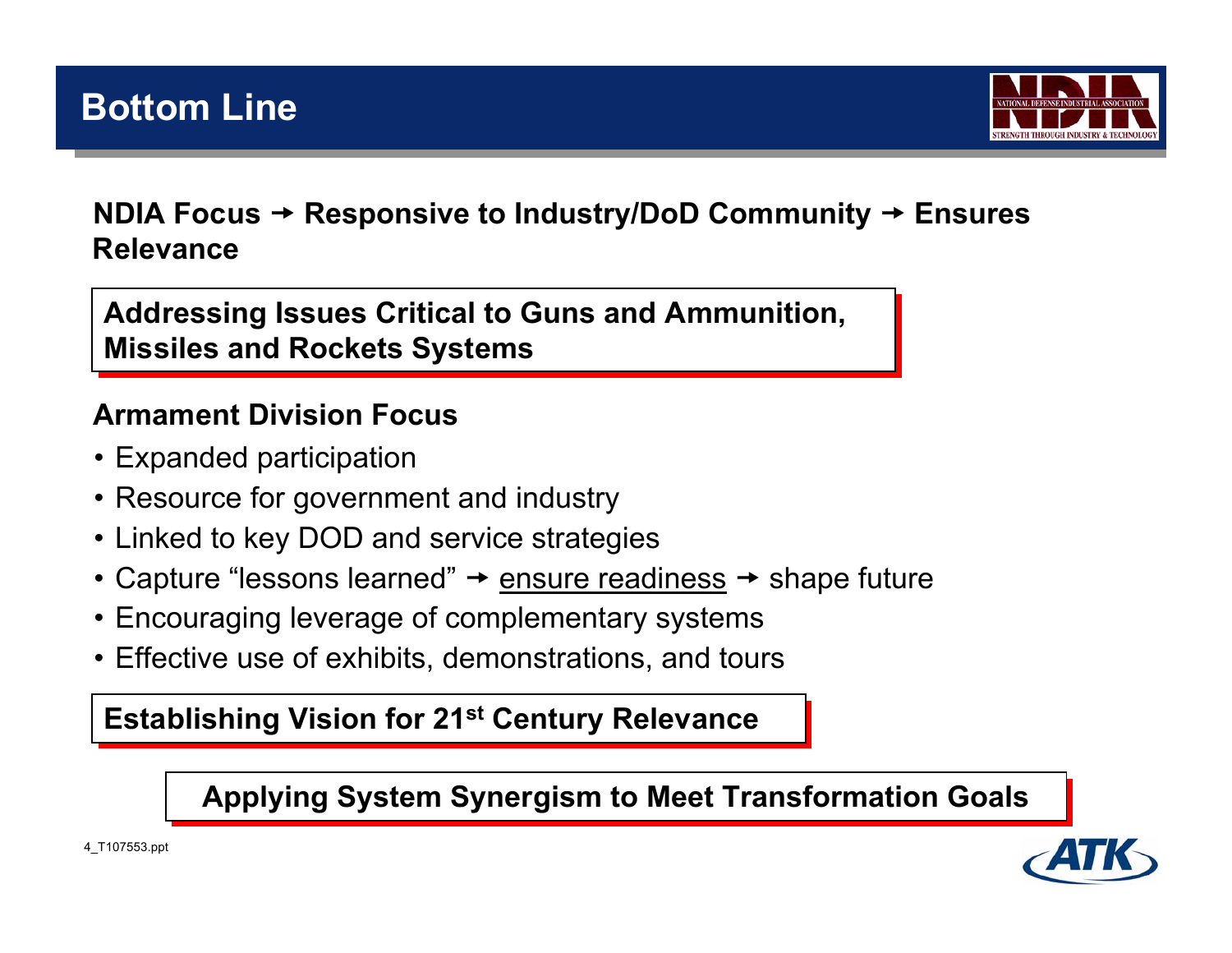# Bottom Line

**NDIA Focus → Responsive to Industry/DoD Community → Ensures Relevance**

**Addressing Issues Critical to Guns and Ammunition, Missiles and Rockets Systems**

**Armament Division Focus**

- Expanded participation
- Resource for government and industry
- Linked to key DOD and service strategies
- Capture "lessons learned" → ensure readiness → shape future
- Encouraging leverage of complementary systems
- Effective use of exhibits, demonstrations, and tours

**Establishing Vision for 21st Century Relevance**

**Applying System Synergism to Meet Transformation Goals**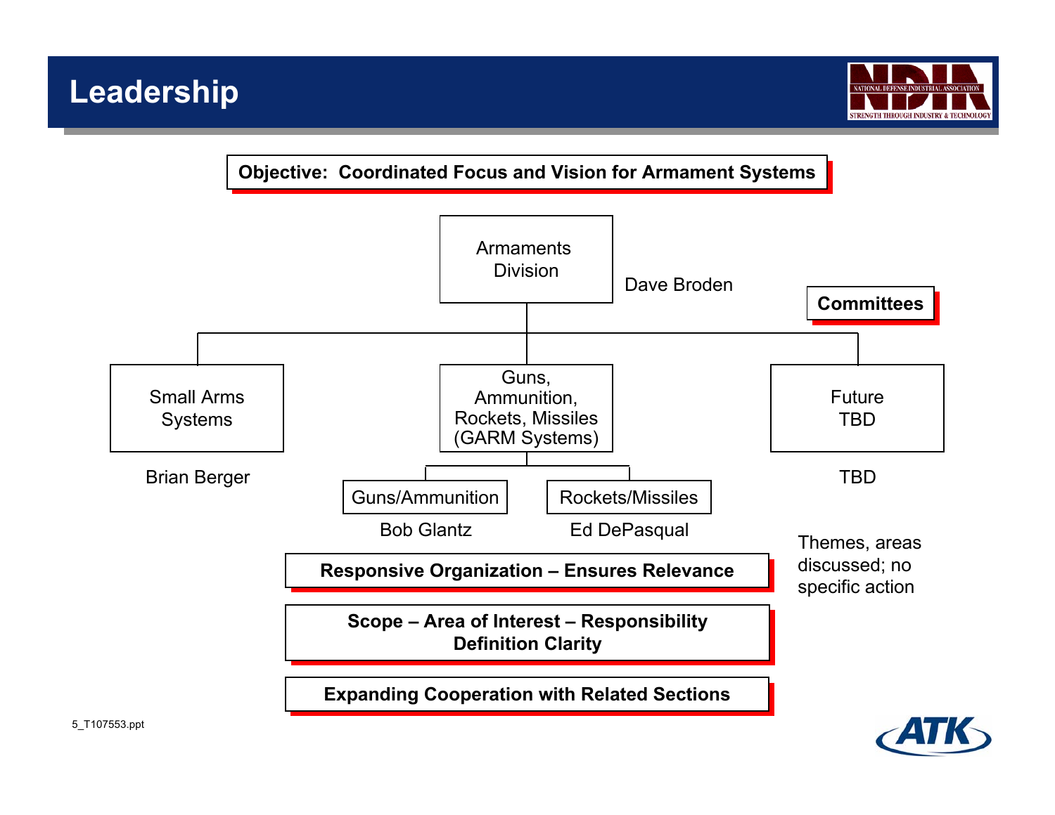# Leadership

**Objective: Coordinated Focus and Vision for Armament Systems**

- **Armaments Division** — Dave Broden
  - **Small Arms Systems** — Brian Berger
  - **Guns, Ammunition, Rockets, Missiles (GARM Systems)**
    - Guns/Ammunition — Bob Glantz
    - Rockets/Missiles — Ed DePasqual
  - **Future TBD** — TBD

**Committees**

Themes, areas discussed; no specific action

**Responsive Organization – Ensures Relevance**

**Scope – Area of Interest – Responsibility Definition Clarity**

**Expanding Cooperation with Related Sections**

5_T107553.ppt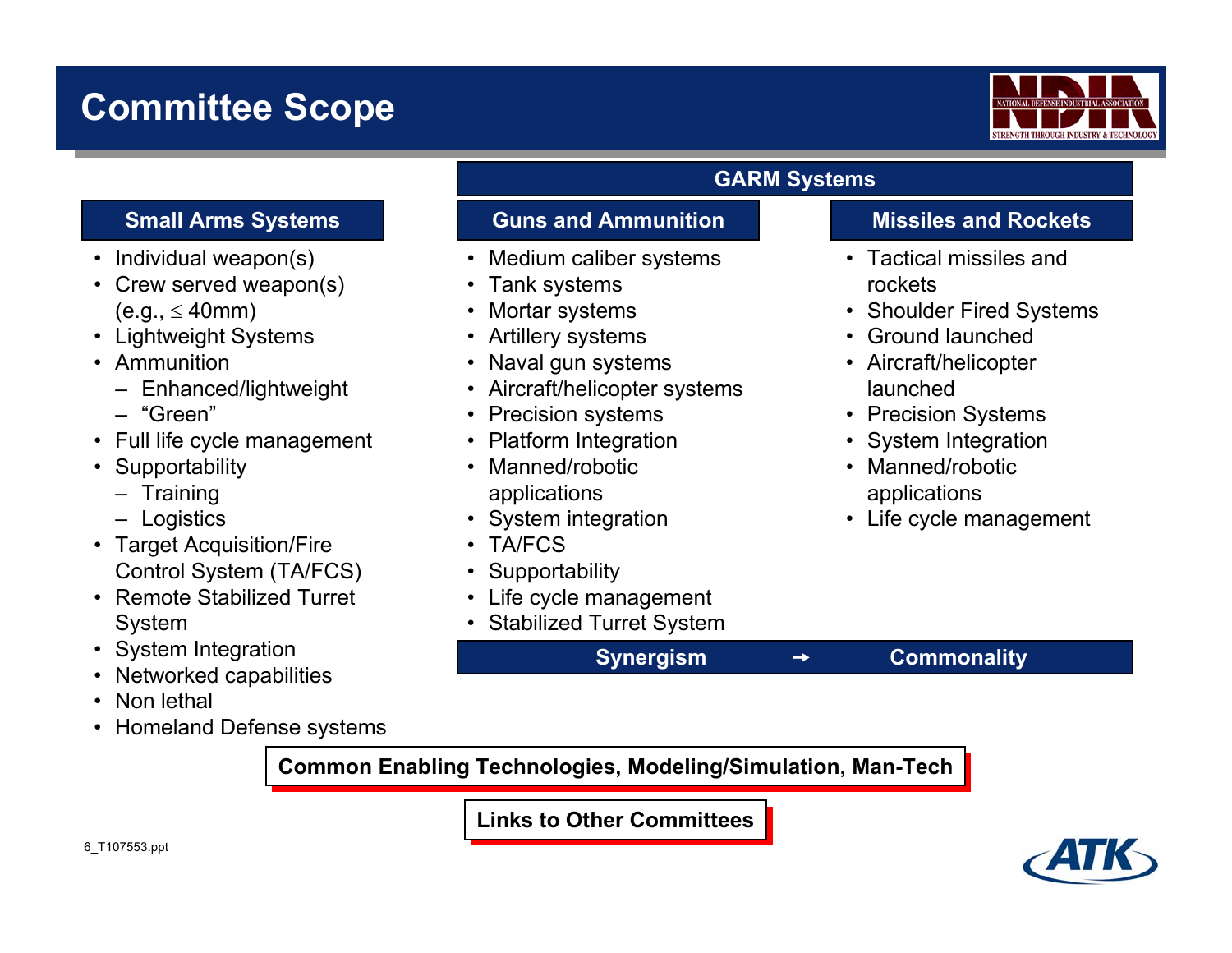# Committee Scope

## Small Arms Systems

- Individual weapon(s)
- Crew served weapon(s) (e.g., ≤ 40mm)
- Lightweight Systems
- Ammunition
  - Enhanced/lightweight
  - “Green”
- Full life cycle management
- Supportability
  - Training
  - Logistics
- Target Acquisition/Fire Control System (TA/FCS)
- Remote Stabilized Turret System
- System Integration
- Networked capabilities
- Non lethal
- Homeland Defense systems

## GARM Systems

### Guns and Ammunition

- Medium caliber systems
- Tank systems
- Mortar systems
- Artillery systems
- Naval gun systems
- Aircraft/helicopter systems
- Precision systems
- Platform Integration
- Manned/robotic applications
- System integration
- TA/FCS
- Supportability
- Life cycle management
- Stabilized Turret System

### Missiles and Rockets

- Tactical missiles and rockets
- Shoulder Fired Systems
- Ground launched
- Aircraft/helicopter launched
- Precision Systems
- System Integration
- Manned/robotic applications
- Life cycle management

**Synergism → Commonality**

**Common Enabling Technologies, Modeling/Simulation, Man-Tech**

**Links to Other Committees**

6_T107553.ppt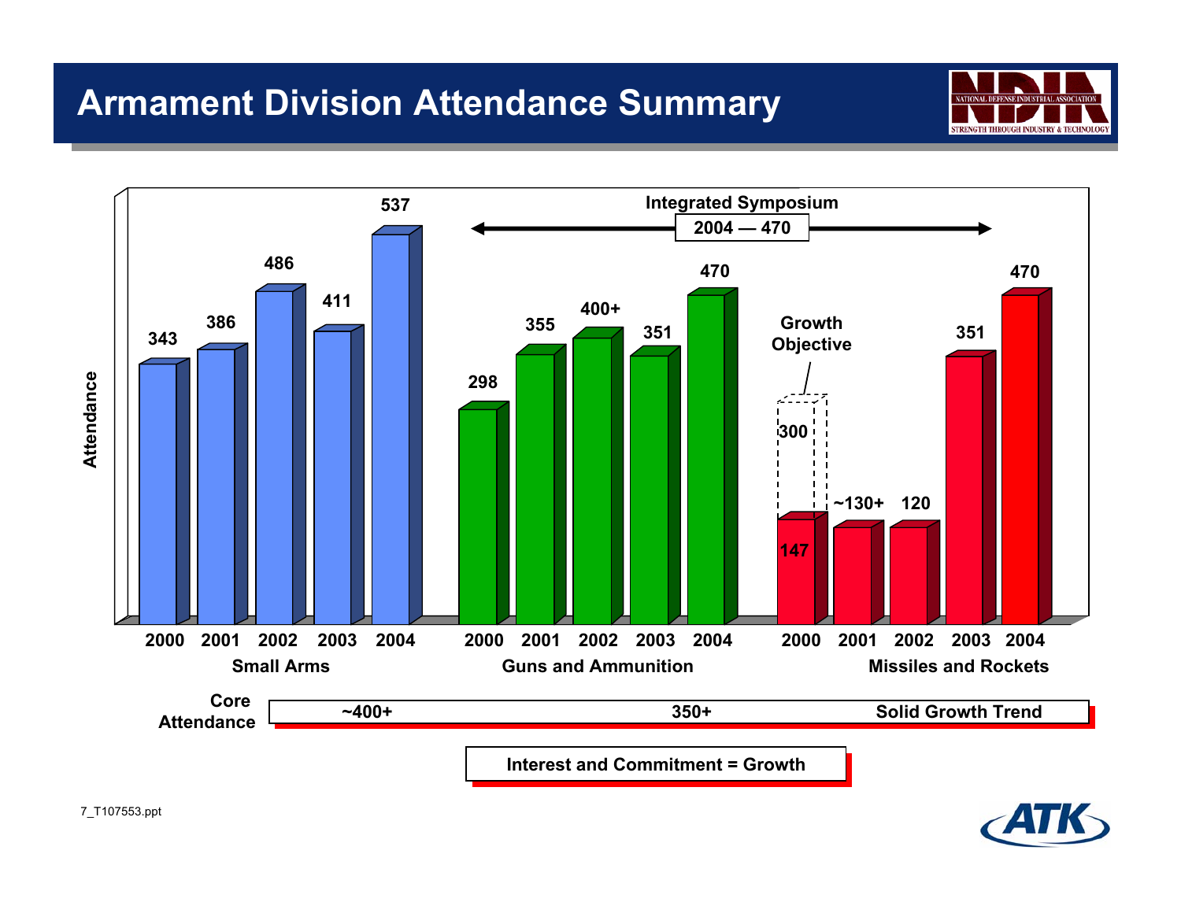# Armament Division Attendance Summary

| | 2000 | 2001 | 2002 | 2003 | 2004 |
|---|---|---|---|---|---|
| Small Arms | 343 | 386 | 486 | 411 | 537 |
| Guns and Ammunition | 298 | 355 | 400+ | 351 | 470 |
| Missiles and Rockets | 147 | ~130+ | 120 | 351 | 470 |

Integrated Symposium: 2004 — 470

Growth Objective: 300 (Missiles and Rockets, 2000)

| Core Attendance | |
|---|---|
| Small Arms | ~400+ |
| Guns and Ammunition | 350+ |
| Missiles and Rockets | Solid Growth Trend |

**Interest and Commitment = Growth**

7_T107553.ppt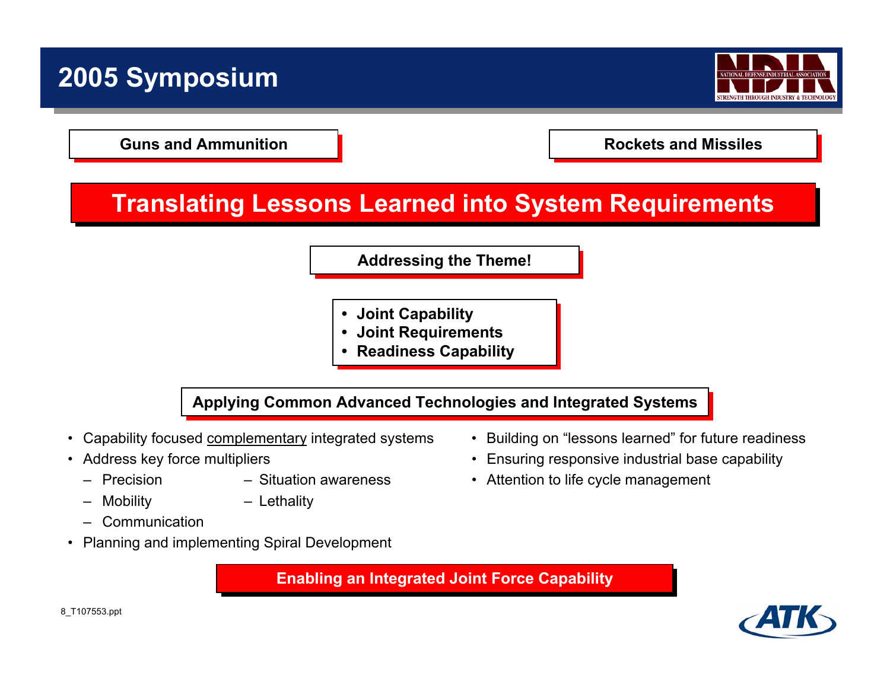# 2005 Symposium

**Guns and Ammunition**

**Rockets and Missiles**

## Translating Lessons Learned into System Requirements

**Addressing the Theme!**

- **Joint Capability**
- **Joint Requirements**
- **Readiness Capability**

**Applying Common Advanced Technologies and Integrated Systems**

- Capability focused complementary integrated systems
- Address key force multipliers
  - Precision
  - Situation awareness
  - Mobility
  - Lethality
  - Communication
- Planning and implementing Spiral Development
- Building on "lessons learned" for future readiness
- Ensuring responsive industrial base capability
- Attention to life cycle management

**Enabling an Integrated Joint Force Capability**

8_T107553.ppt

ATK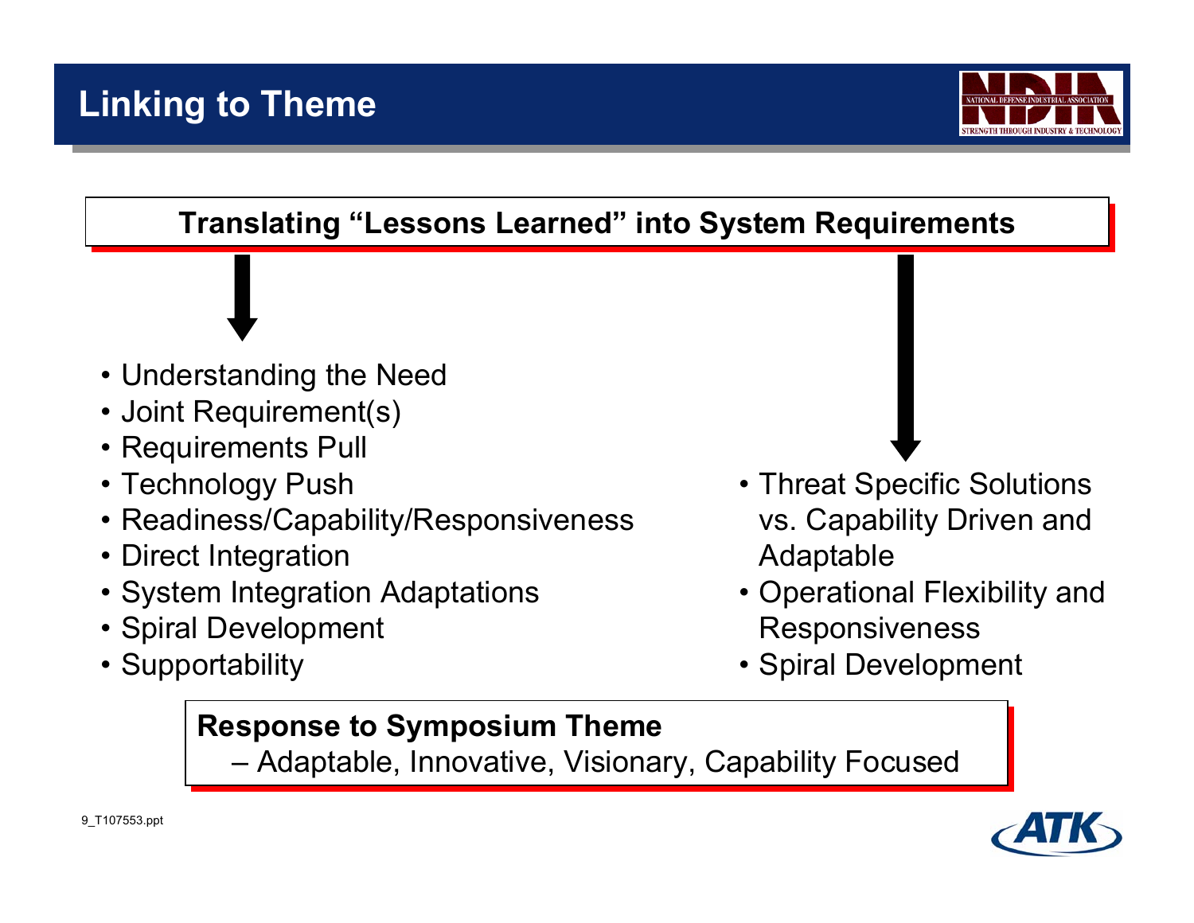# Linking to Theme

**Translating "Lessons Learned" into System Requirements**

- Understanding the Need
- Joint Requirement(s)
- Requirements Pull
- Technology Push
- Readiness/Capability/Responsiveness
- Direct Integration
- System Integration Adaptations
- Spiral Development
- Supportability

- Threat Specific Solutions vs. Capability Driven and Adaptable
- Operational Flexibility and Responsiveness
- Spiral Development

**Response to Symposium Theme**

– Adaptable, Innovative, Visionary, Capability Focused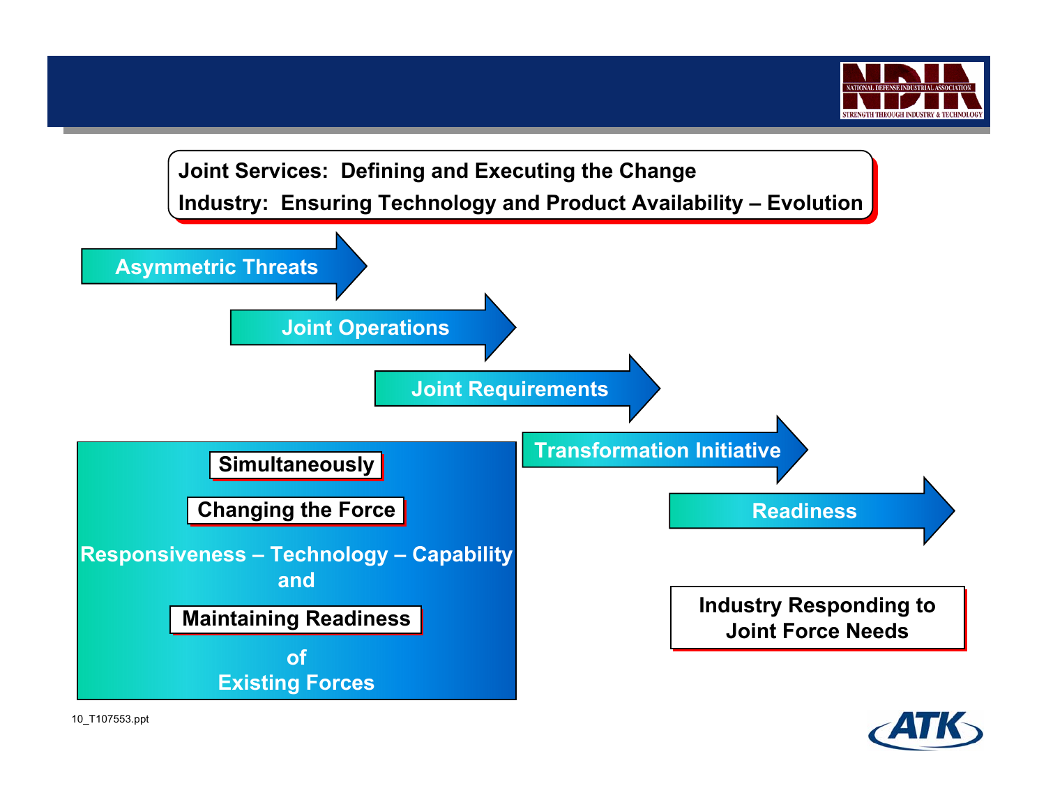**Joint Services: Defining and Executing the Change**

**Industry: Ensuring Technology and Product Availability – Evolution**

- Asymmetric Threats
- Joint Operations
- Joint Requirements
- Transformation Initiative
- Readiness

**Simultaneously**

**Changing the Force**

**Responsiveness – Technology – Capability**
**and**

**Maintaining Readiness**

**of**
**Existing Forces**

**Industry Responding to Joint Force Needs**

10_T107553.ppt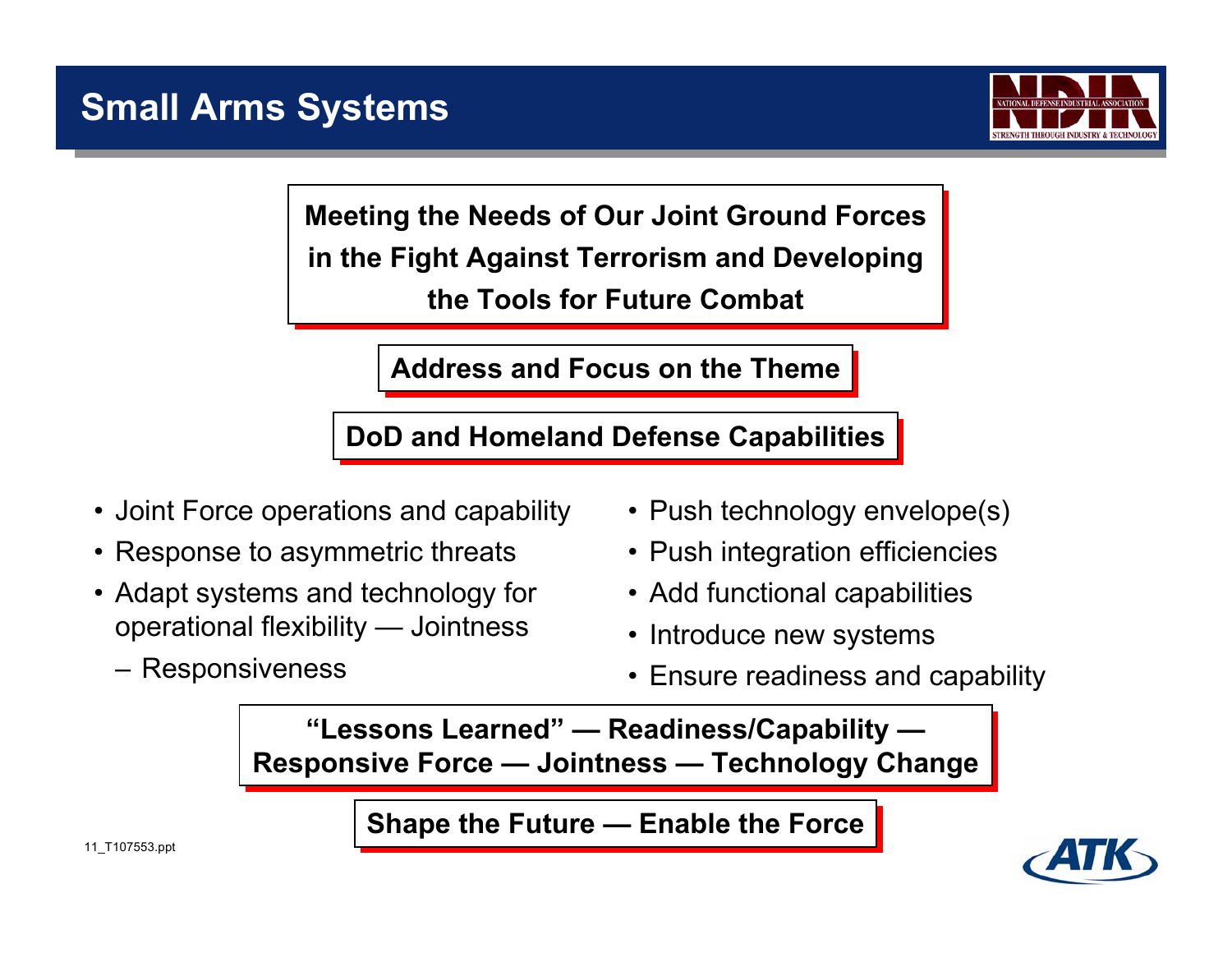# Small Arms Systems

**Meeting the Needs of Our Joint Ground Forces in the Fight Against Terrorism and Developing the Tools for Future Combat**

**Address and Focus on the Theme**

**DoD and Homeland Defense Capabilities**

- Joint Force operations and capability
- Response to asymmetric threats
- Adapt systems and technology for operational flexibility — Jointness
  - Responsiveness
- Push technology envelope(s)
- Push integration efficiencies
- Add functional capabilities
- Introduce new systems
- Ensure readiness and capability

**"Lessons Learned" — Readiness/Capability — Responsive Force — Jointness — Technology Change**

**Shape the Future — Enable the Force**

11_T107553.ppt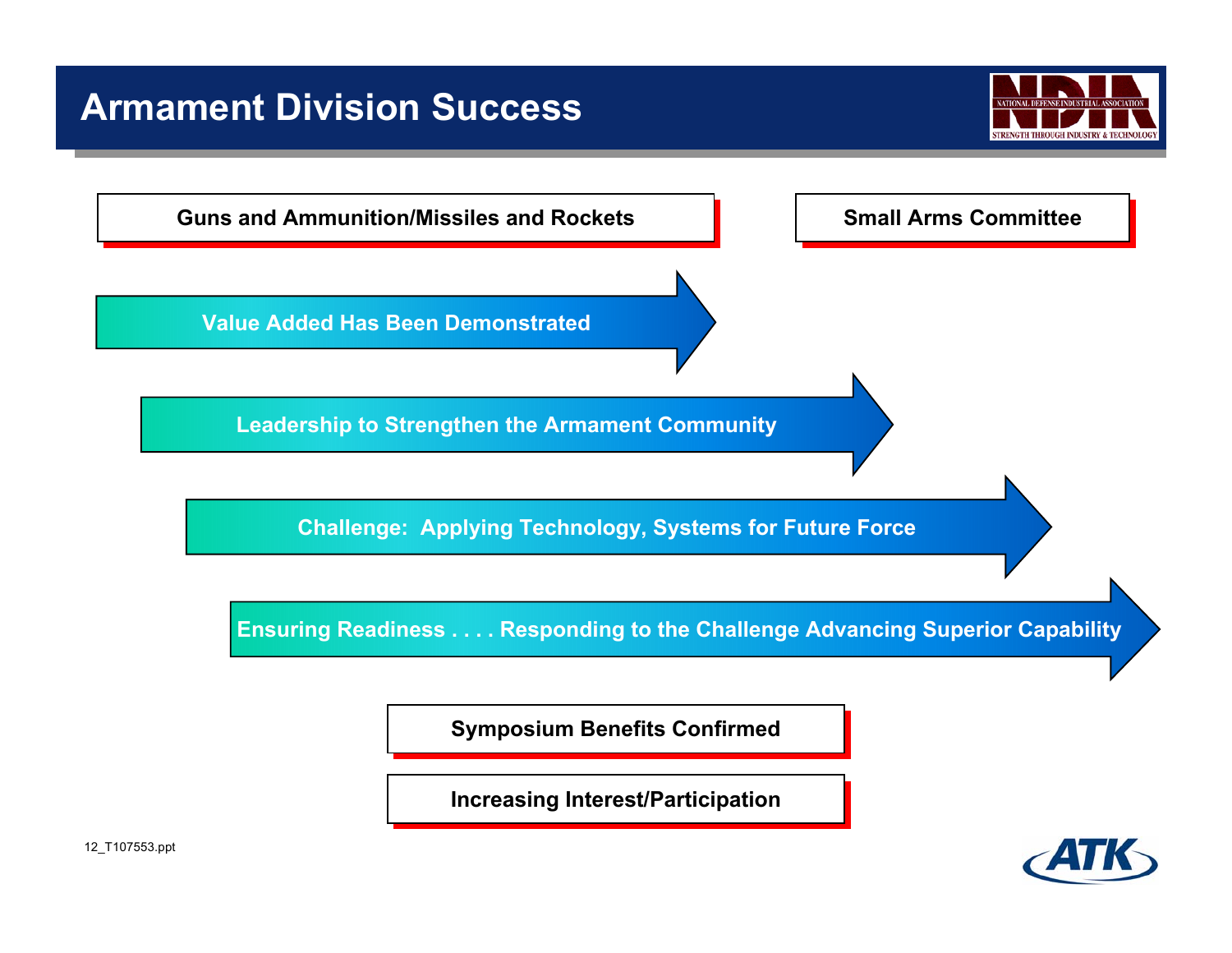# Armament Division Success

**Guns and Ammunition/Missiles and Rockets**

**Small Arms Committee**

**Value Added Has Been Demonstrated**

**Leadership to Strengthen the Armament Community**

**Challenge: Applying Technology, Systems for Future Force**

**Ensuring Readiness . . . . Responding to the Challenge Advancing Superior Capability**

**Symposium Benefits Confirmed**

**Increasing Interest/Participation**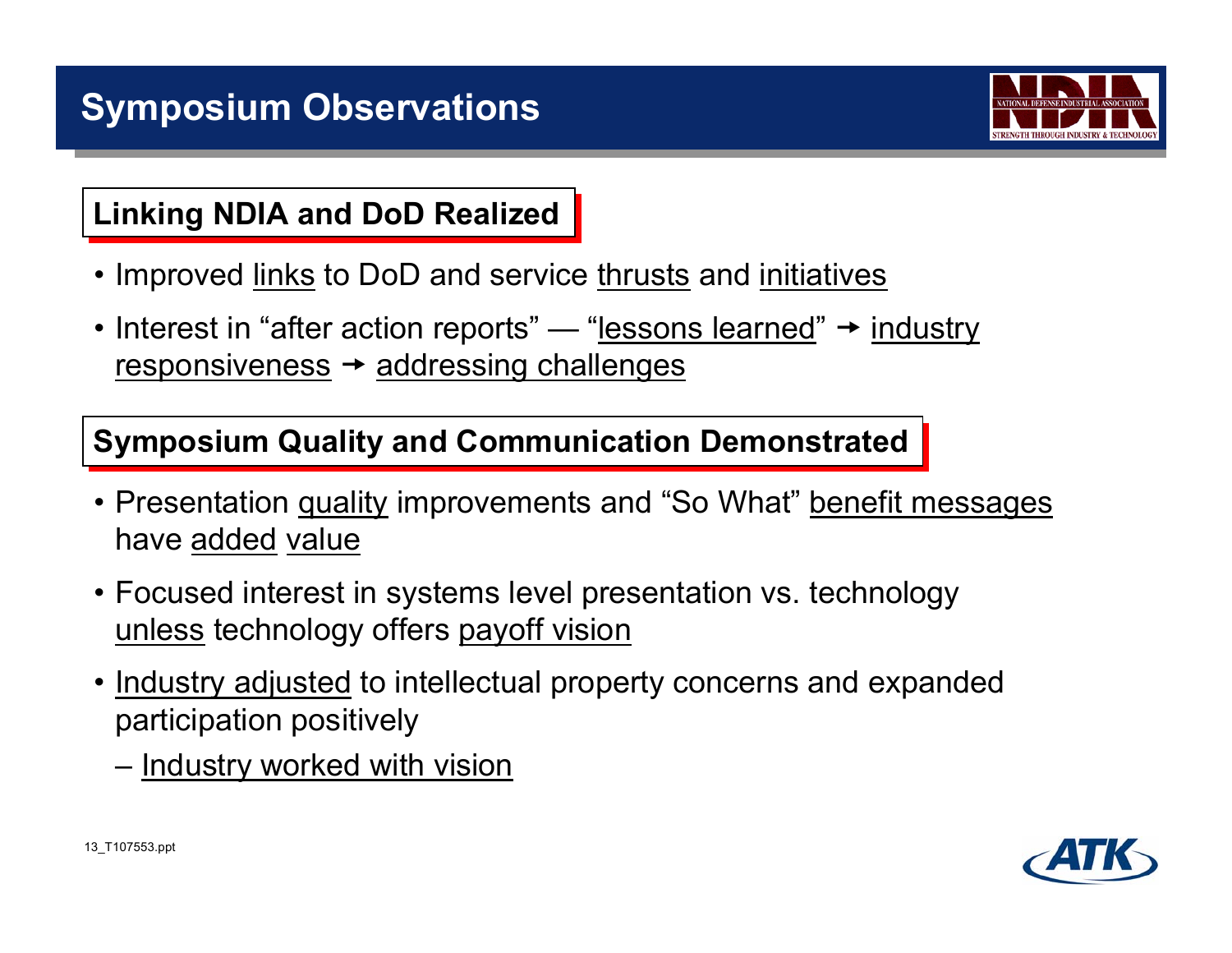# Symposium Observations

## Linking NDIA and DoD Realized

- Improved links to DoD and service thrusts and initiatives
- Interest in "after action reports" — "lessons learned" → industry responsiveness → addressing challenges

## Symposium Quality and Communication Demonstrated

- Presentation quality improvements and "So What" benefit messages have added value
- Focused interest in systems level presentation vs. technology unless technology offers payoff vision
- Industry adjusted to intellectual property concerns and expanded participation positively
  - Industry worked with vision

13_T107553.ppt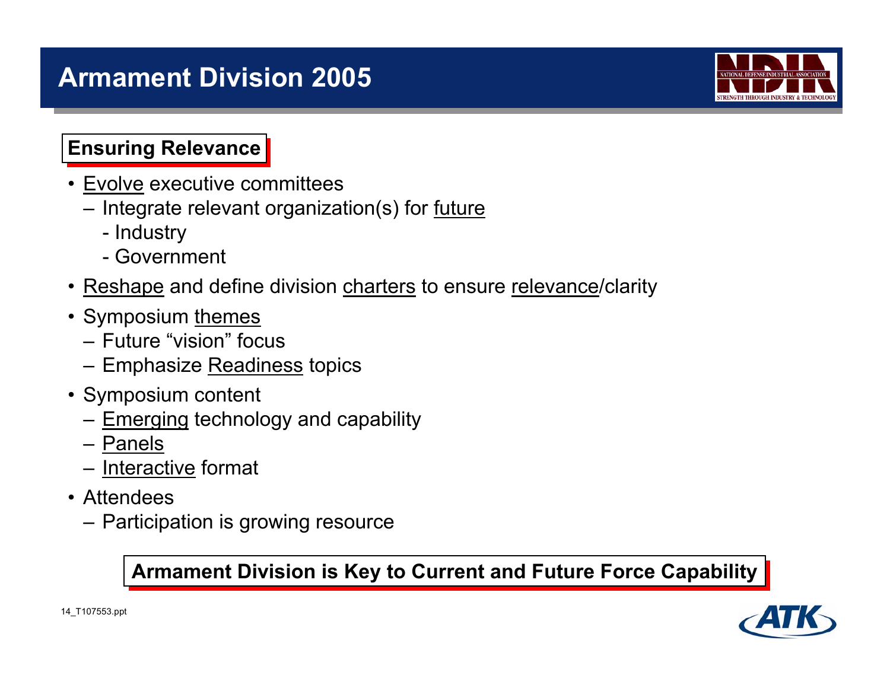# Armament Division 2005

**Ensuring Relevance**

- <u>Evolve</u> executive committees
  - Integrate relevant organization(s) for <u>future</u>
    - Industry
    - Government
- <u>Reshape</u> and define division <u>charters</u> to ensure <u>relevance</u>/clarity
- Symposium <u>themes</u>
  - Future "vision" focus
  - Emphasize <u>Readiness</u> topics
- Symposium content
  - <u>Emerging</u> technology and capability
  - <u>Panels</u>
  - <u>Interactive</u> format
- Attendees
  - Participation is growing resource

**Armament Division is Key to Current and Future Force Capability**

14_T107553.ppt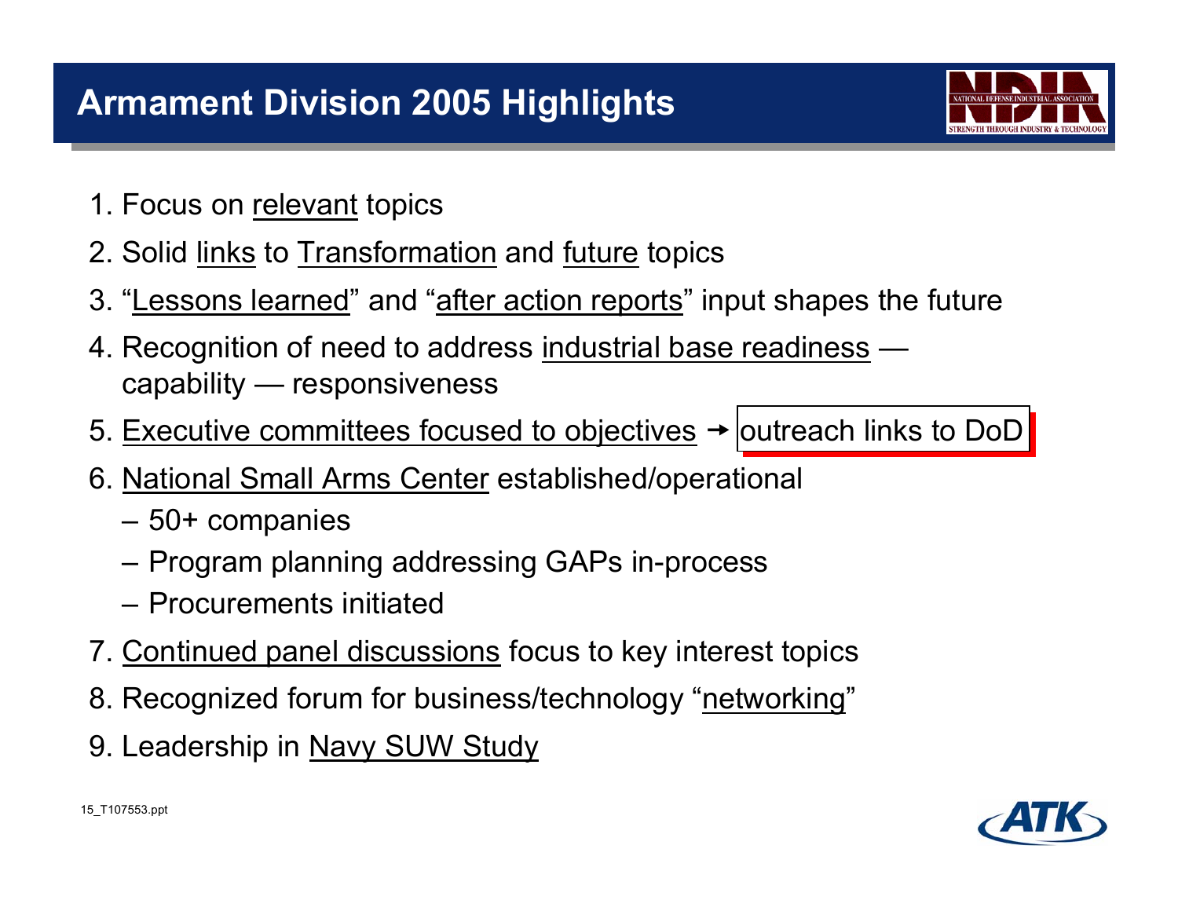# Armament Division 2005 Highlights

1. Focus on relevant topics
2. Solid links to Transformation and future topics
3. "Lessons learned" and "after action reports" input shapes the future
4. Recognition of need to address industrial base readiness — capability — responsiveness
5. Executive committees focused to objectives → outreach links to DoD
6. National Small Arms Center established/operational
   - 50+ companies
   - Program planning addressing GAPs in-process
   - Procurements initiated
7. Continued panel discussions focus to key interest topics
8. Recognized forum for business/technology "networking"
9. Leadership in Navy SUW Study

15_T107553.ppt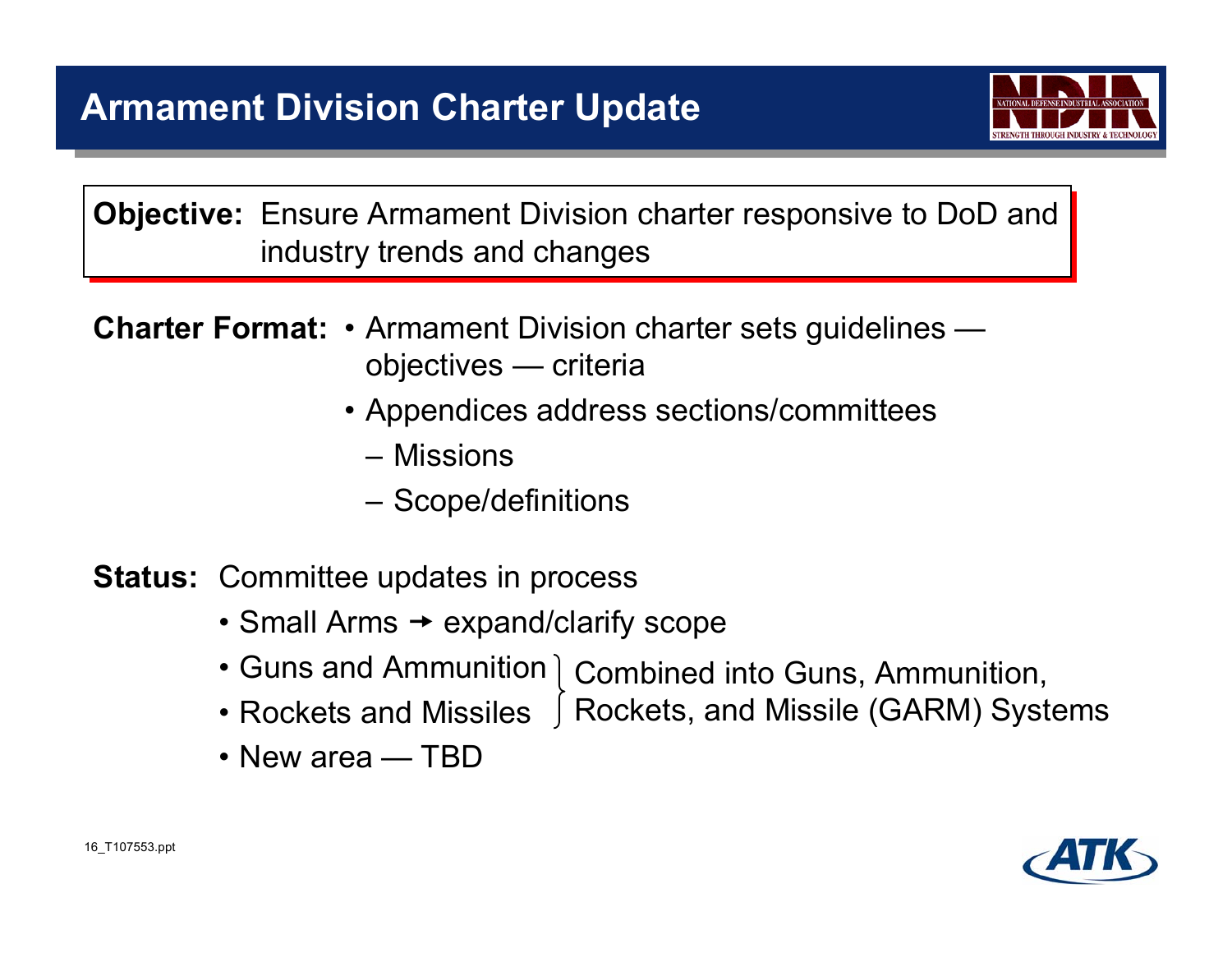# Armament Division Charter Update

**Objective:** Ensure Armament Division charter responsive to DoD and industry trends and changes

**Charter Format:**
- Armament Division charter sets guidelines — objectives — criteria
- Appendices address sections/committees
  - Missions
  - Scope/definitions

**Status:** Committee updates in process
- Small Arms → expand/clarify scope
- Guns and Ammunition
- Rockets and Missiles

  (Guns and Ammunition; Rockets and Missiles) Combined into Guns, Ammunition, Rockets, and Missile (GARM) Systems
- New area — TBD

16_T107553.ppt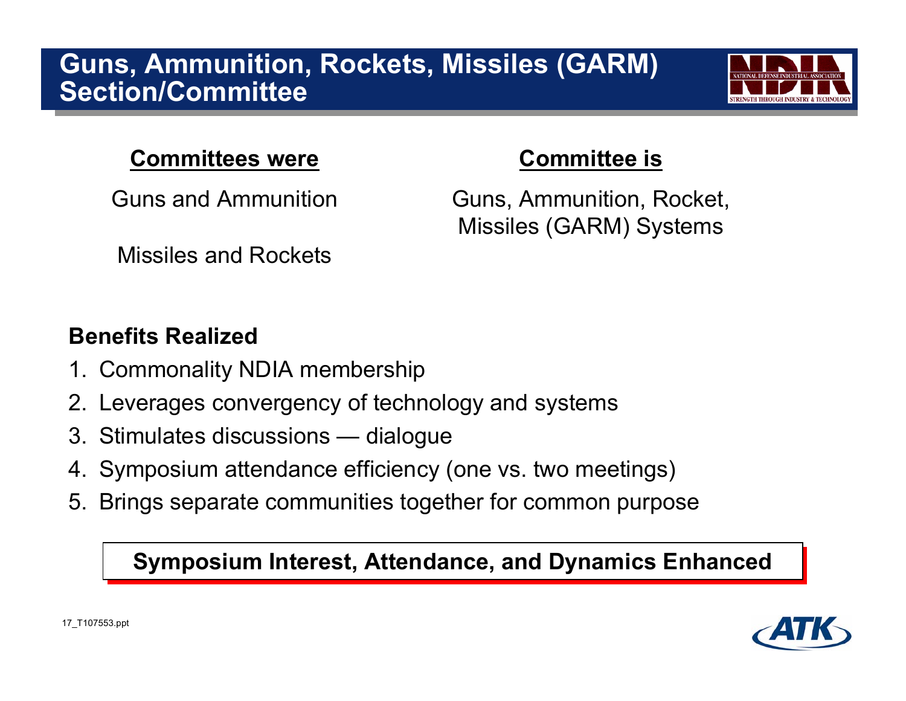# Guns, Ammunition, Rockets, Missiles (GARM) Section/Committee

| **Committees were** | **Committee is** |
| --- | --- |
| Guns and Ammunition | Guns, Ammunition, Rocket, Missiles (GARM) Systems |
| Missiles and Rockets | |

**Benefits Realized**

1. Commonality NDIA membership
2. Leverages convergency of technology and systems
3. Stimulates discussions — dialogue
4. Symposium attendance efficiency (one vs. two meetings)
5. Brings separate communities together for common purpose

**Symposium Interest, Attendance, and Dynamics Enhanced**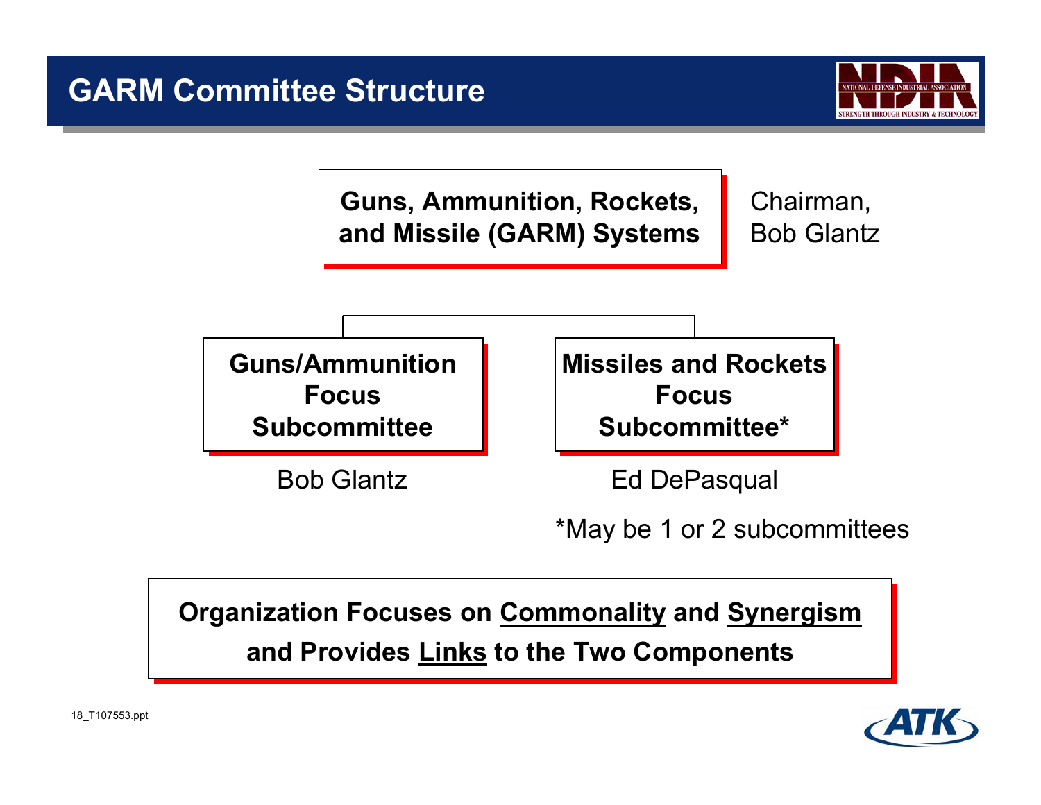# GARM Committee Structure

**Guns, Ammunition, Rockets, and Missile (GARM) Systems**

Chairman, Bob Glantz

- **Guns/Ammunition Focus Subcommittee**
  Bob Glantz
- **Missiles and Rockets Focus Subcommittee***
  Ed DePasqual

*May be 1 or 2 subcommittees

**Organization Focuses on <u>Commonality</u> and <u>Synergism</u> and Provides <u>Links</u> to the Two Components**

18_T107553.ppt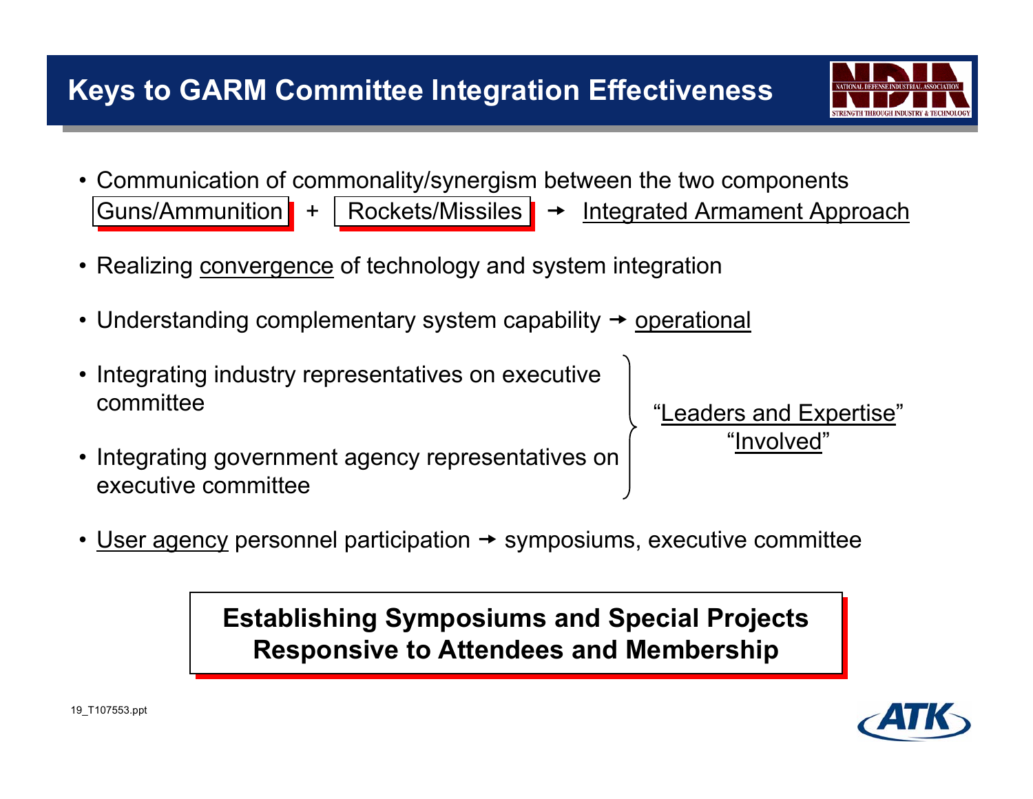# Keys to GARM Committee Integration Effectiveness

- Communication of commonality/synergism between the two components
  Guns/Ammunition + Rockets/Missiles → Integrated Armament Approach
- Realizing convergence of technology and system integration
- Understanding complementary system capability → operational
- Integrating industry representatives on executive committee
- Integrating government agency representatives on executive committee

"Leaders and Expertise"
"Involved"

- User agency personnel participation → symposiums, executive committee

**Establishing Symposiums and Special Projects Responsive to Attendees and Membership**

19_T107553.ppt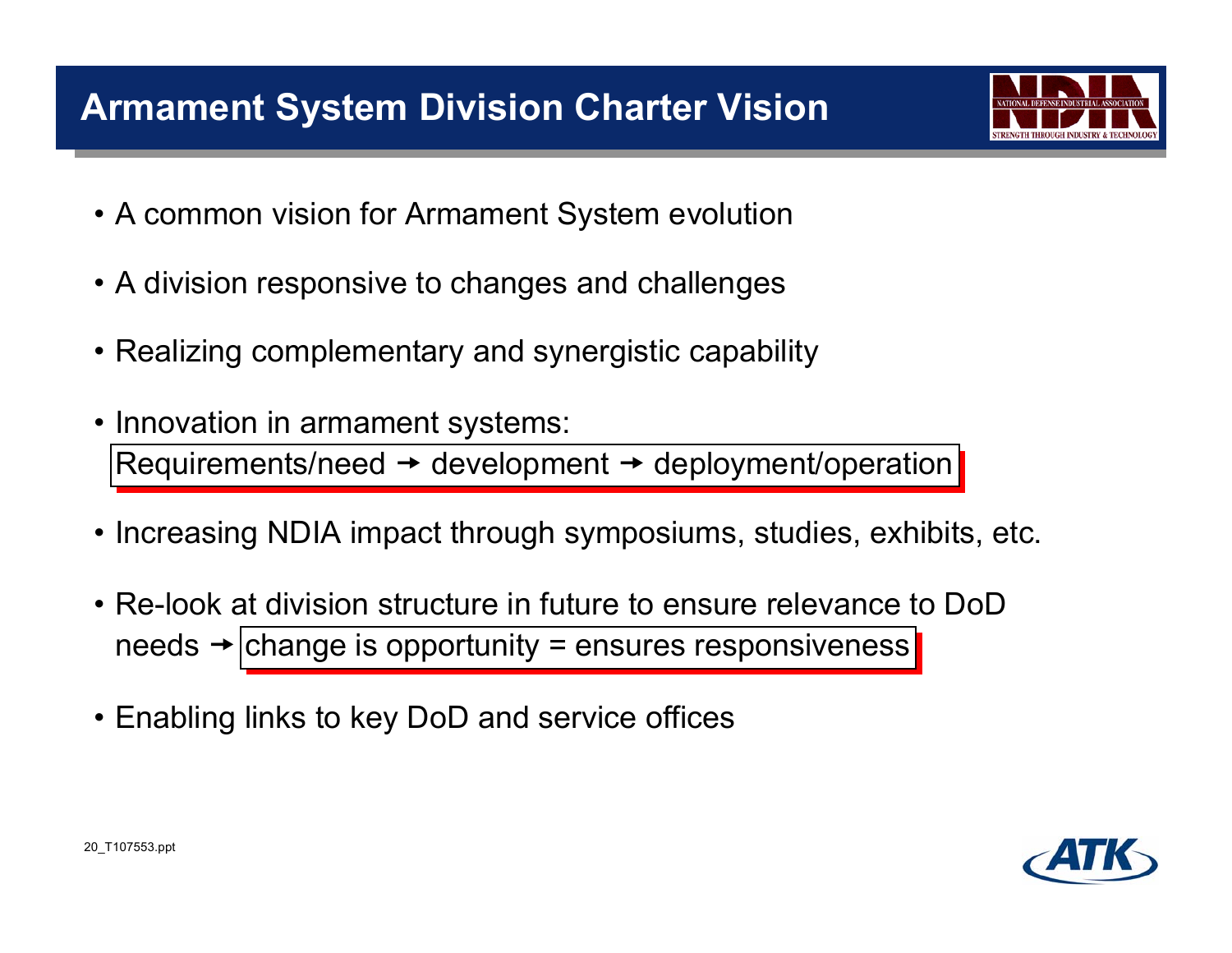# Armament System Division Charter Vision

- A common vision for Armament System evolution
- A division responsive to changes and challenges
- Realizing complementary and synergistic capability
- Innovation in armament systems:
  Requirements/need → development → deployment/operation
- Increasing NDIA impact through symposiums, studies, exhibits, etc.
- Re-look at division structure in future to ensure relevance to DoD needs → change is opportunity = ensures responsiveness
- Enabling links to key DoD and service offices

20_T107553.ppt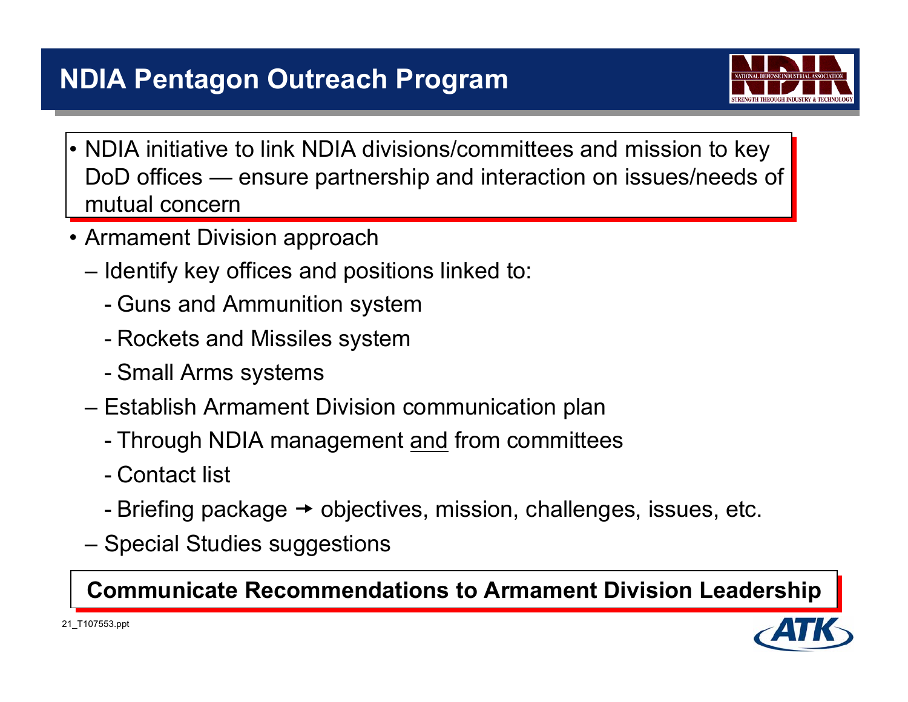# NDIA Pentagon Outreach Program

- NDIA initiative to link NDIA divisions/committees and mission to key DoD offices — ensure partnership and interaction on issues/needs of mutual concern
- Armament Division approach
  - Identify key offices and positions linked to:
    - Guns and Ammunition system
    - Rockets and Missiles system
    - Small Arms systems
  - Establish Armament Division communication plan
    - Through NDIA management <u>and</u> from committees
    - Contact list
    - Briefing package → objectives, mission, challenges, issues, etc.
  - Special Studies suggestions

**Communicate Recommendations to Armament Division Leadership**

21_T107553.ppt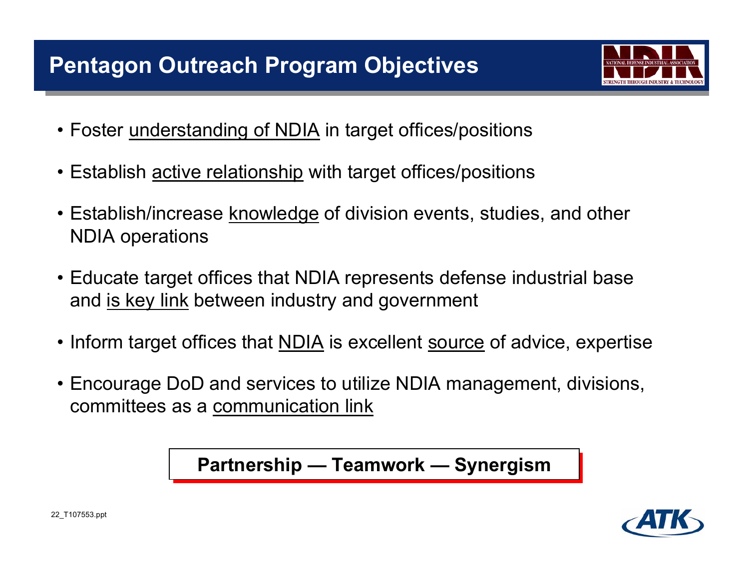# Pentagon Outreach Program Objectives

- Foster understanding of NDIA in target offices/positions
- Establish active relationship with target offices/positions
- Establish/increase knowledge of division events, studies, and other NDIA operations
- Educate target offices that NDIA represents defense industrial base and is key link between industry and government
- Inform target offices that NDIA is excellent source of advice, expertise
- Encourage DoD and services to utilize NDIA management, divisions, committees as a communication link

**Partnership — Teamwork — Synergism**

22_T107553.ppt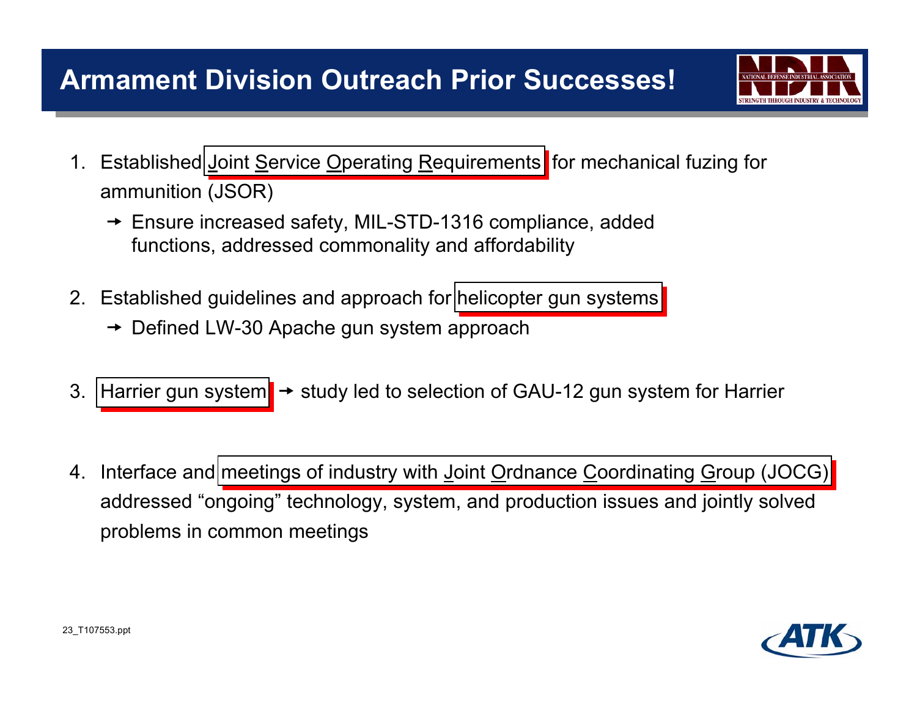# Armament Division Outreach Prior Successes!

1. Established Joint Service Operating Requirements for mechanical fuzing for ammunition (JSOR)
   - → Ensure increased safety, MIL-STD-1316 compliance, added functions, addressed commonality and affordability

2. Established guidelines and approach for helicopter gun systems
   - → Defined LW-30 Apache gun system approach

3. Harrier gun system → study led to selection of GAU-12 gun system for Harrier

4. Interface and meetings of industry with Joint Ordnance Coordinating Group (JOCG) addressed “ongoing” technology, system, and production issues and jointly solved problems in common meetings

23_T107553.ppt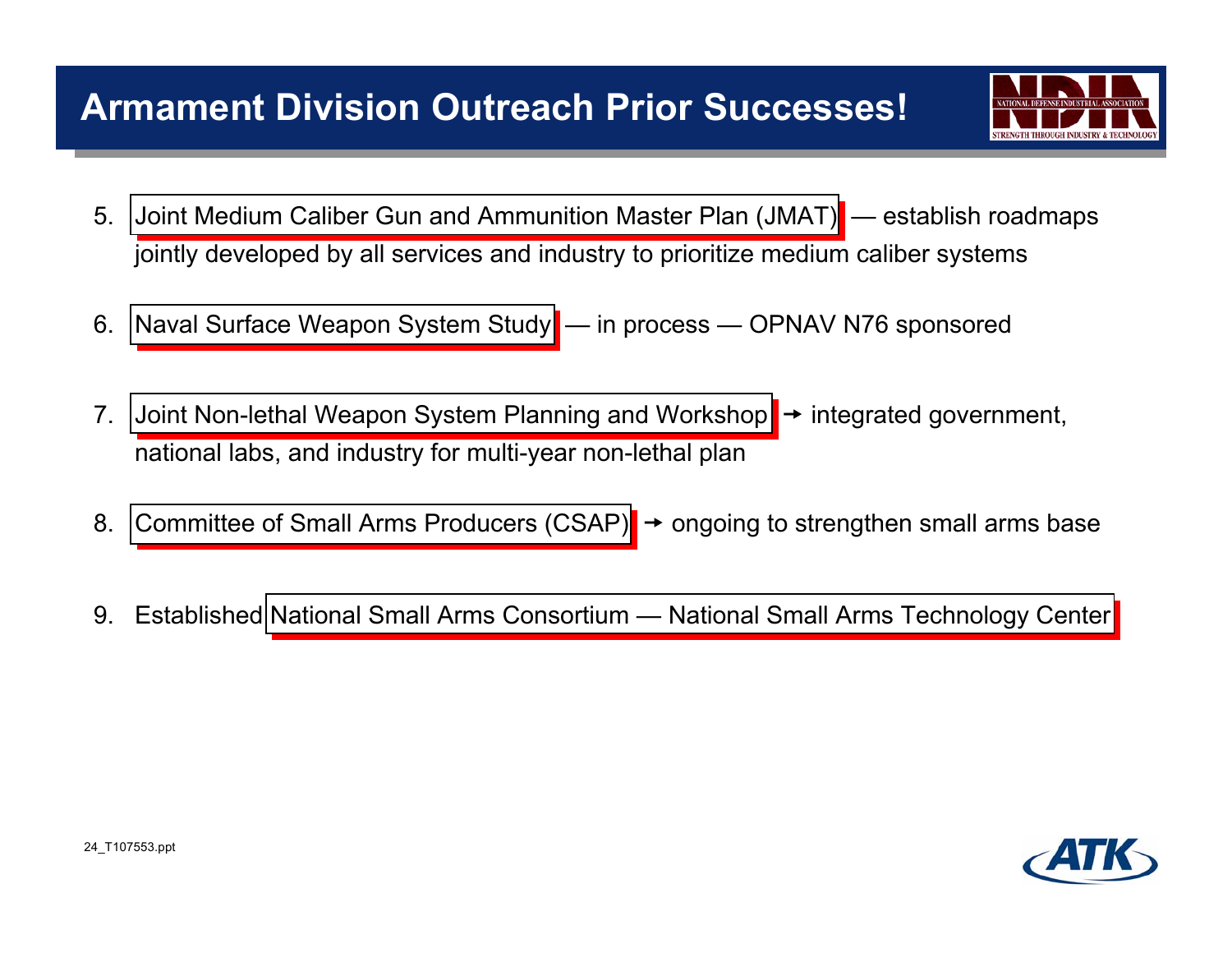# Armament Division Outreach Prior Successes!

5. Joint Medium Caliber Gun and Ammunition Master Plan (JMAT) — establish roadmaps jointly developed by all services and industry to prioritize medium caliber systems

6. Naval Surface Weapon System Study — in process — OPNAV N76 sponsored

7. Joint Non-lethal Weapon System Planning and Workshop → integrated government, national labs, and industry for multi-year non-lethal plan

8. Committee of Small Arms Producers (CSAP) → ongoing to strengthen small arms base

9. Established National Small Arms Consortium — National Small Arms Technology Center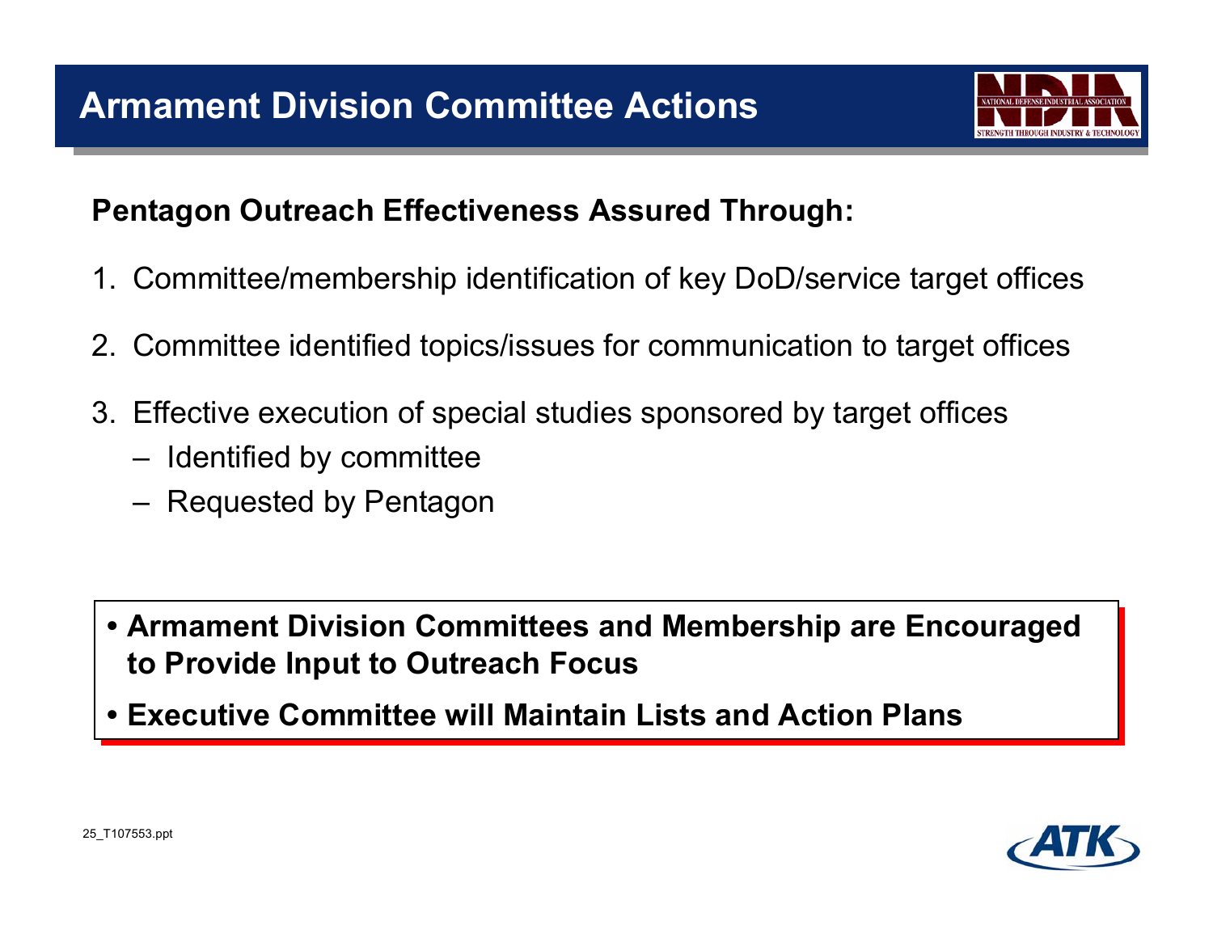# Armament Division Committee Actions

**Pentagon Outreach Effectiveness Assured Through:**

1. Committee/membership identification of key DoD/service target offices
2. Committee identified topics/issues for communication to target offices
3. Effective execution of special studies sponsored by target offices
   - Identified by committee
   - Requested by Pentagon

- **Armament Division Committees and Membership are Encouraged to Provide Input to Outreach Focus**
- **Executive Committee will Maintain Lists and Action Plans**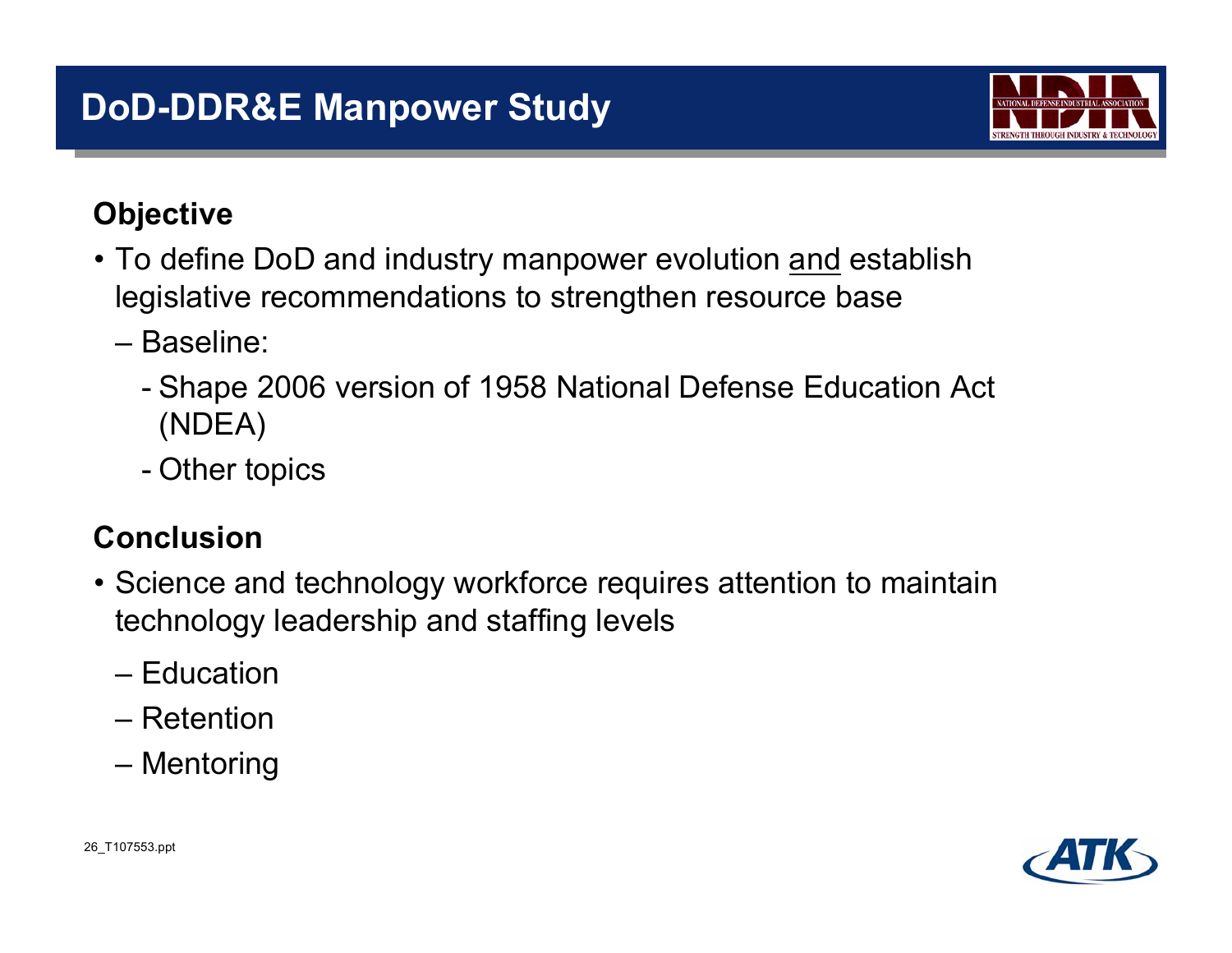# DoD-DDR&E Manpower Study

**Objective**

- To define DoD and industry manpower evolution <u>and</u> establish legislative recommendations to strengthen resource base
  - Baseline:
    - Shape 2006 version of 1958 National Defense Education Act (NDEA)
    - Other topics

**Conclusion**

- Science and technology workforce requires attention to maintain technology leadership and staffing levels
  - Education
  - Retention
  - Mentoring

26_T107553.ppt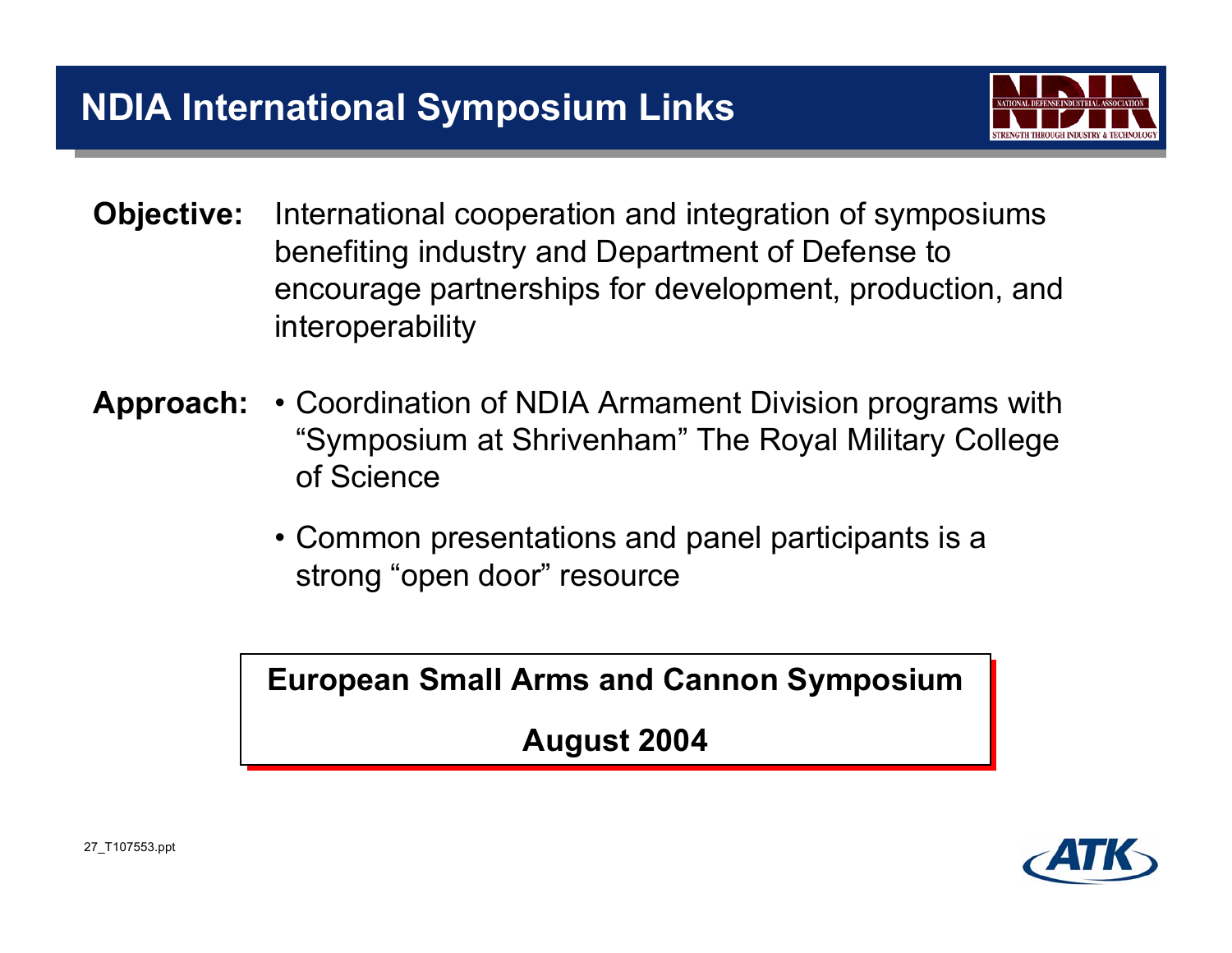# NDIA International Symposium Links

**Objective:** International cooperation and integration of symposiums benefiting industry and Department of Defense to encourage partnerships for development, production, and interoperability

**Approach:**

- Coordination of NDIA Armament Division programs with "Symposium at Shrivenham" The Royal Military College of Science
- Common presentations and panel participants is a strong "open door" resource

**European Small Arms and Cannon Symposium**

**August 2004**

27_T107553.ppt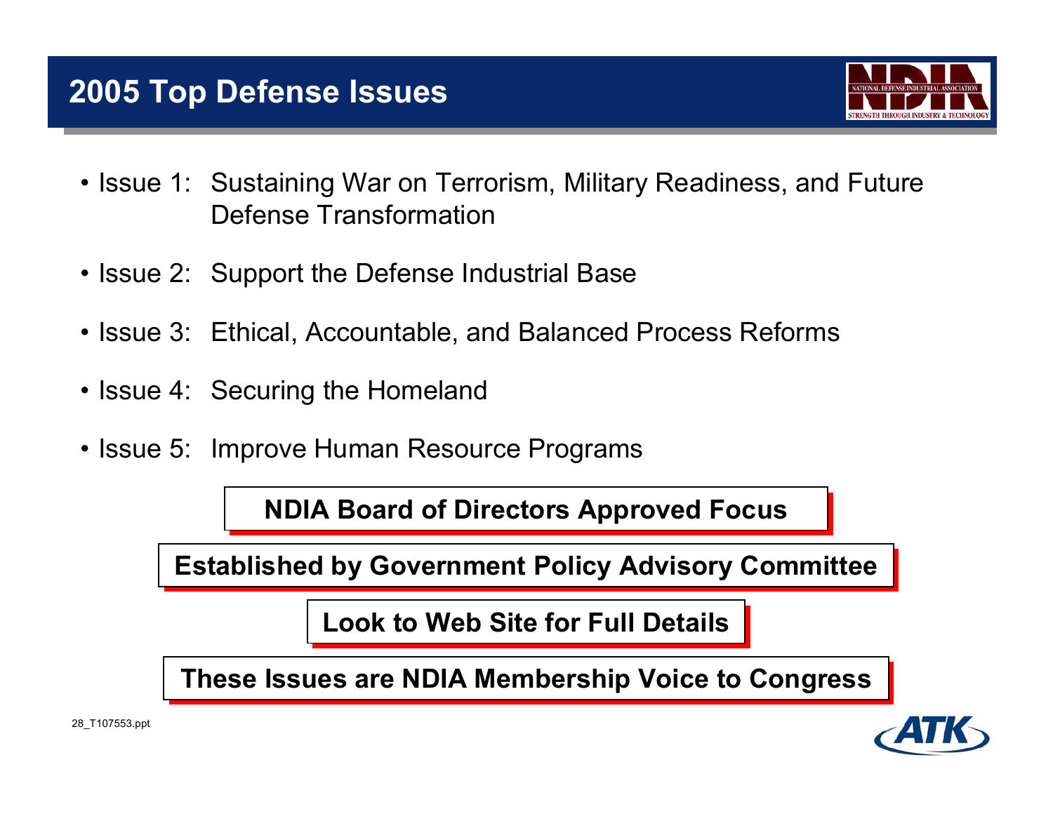# 2005 Top Defense Issues

- Issue 1: Sustaining War on Terrorism, Military Readiness, and Future Defense Transformation
- Issue 2: Support the Defense Industrial Base
- Issue 3: Ethical, Accountable, and Balanced Process Reforms
- Issue 4: Securing the Homeland
- Issue 5: Improve Human Resource Programs

**NDIA Board of Directors Approved Focus**

**Established by Government Policy Advisory Committee**

**Look to Web Site for Full Details**

**These Issues are NDIA Membership Voice to Congress**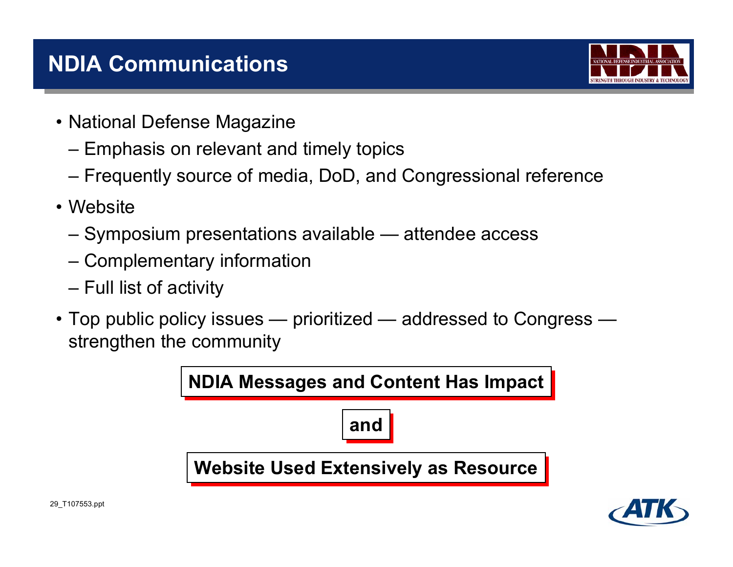# NDIA Communications

- National Defense Magazine
  - Emphasis on relevant and timely topics
  - Frequently source of media, DoD, and Congressional reference
- Website
  - Symposium presentations available — attendee access
  - Complementary information
  - Full list of activity
- Top public policy issues — prioritized — addressed to Congress — strengthen the community

**NDIA Messages and Content Has Impact**

**and**

**Website Used Extensively as Resource**

29_T107553.ppt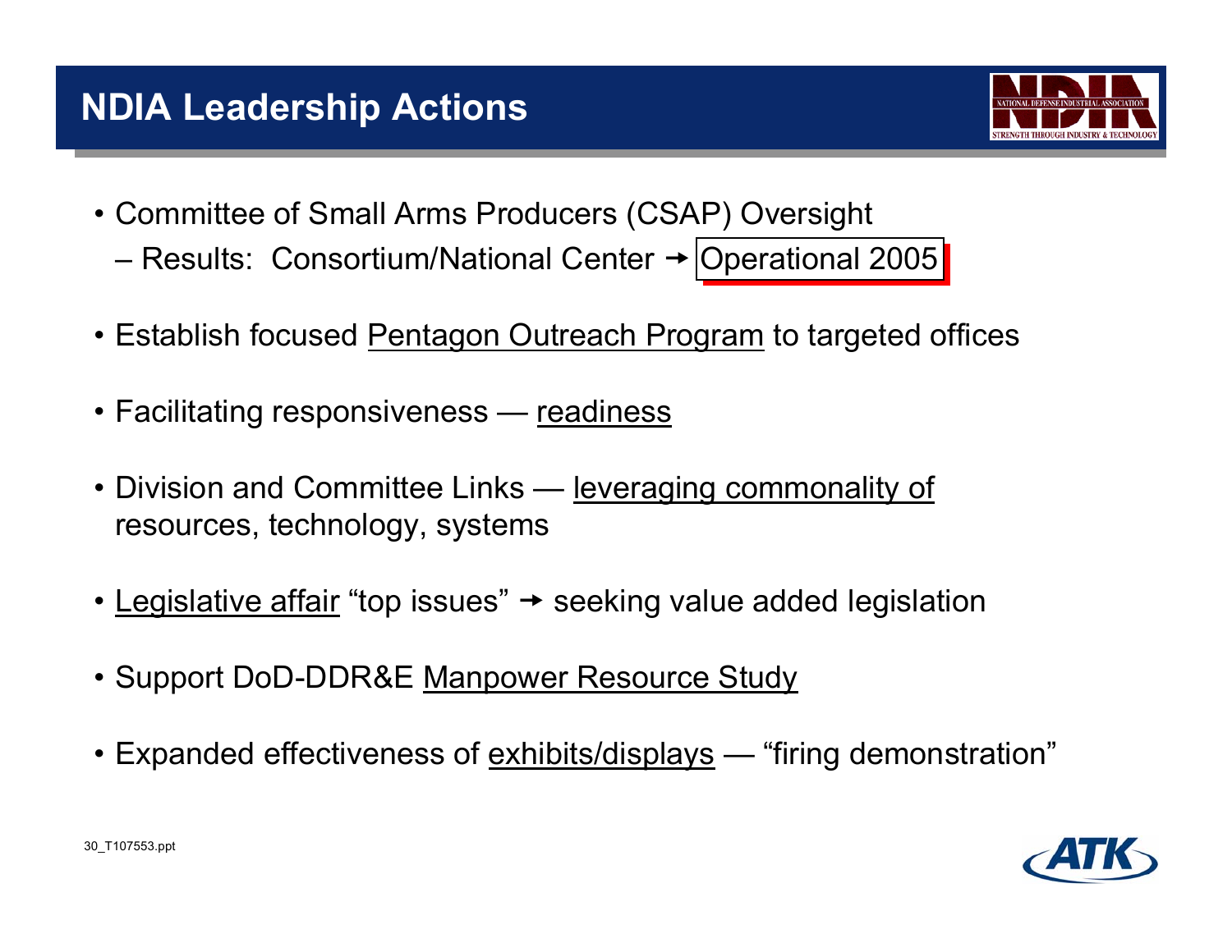# NDIA Leadership Actions

- Committee of Small Arms Producers (CSAP) Oversight
  - Results: Consortium/National Center → Operational 2005
- Establish focused Pentagon Outreach Program to targeted offices
- Facilitating responsiveness — readiness
- Division and Committee Links — leveraging commonality of resources, technology, systems
- Legislative affair "top issues" → seeking value added legislation
- Support DoD-DDR&E Manpower Resource Study
- Expanded effectiveness of exhibits/displays — "firing demonstration"

30_T107553.ppt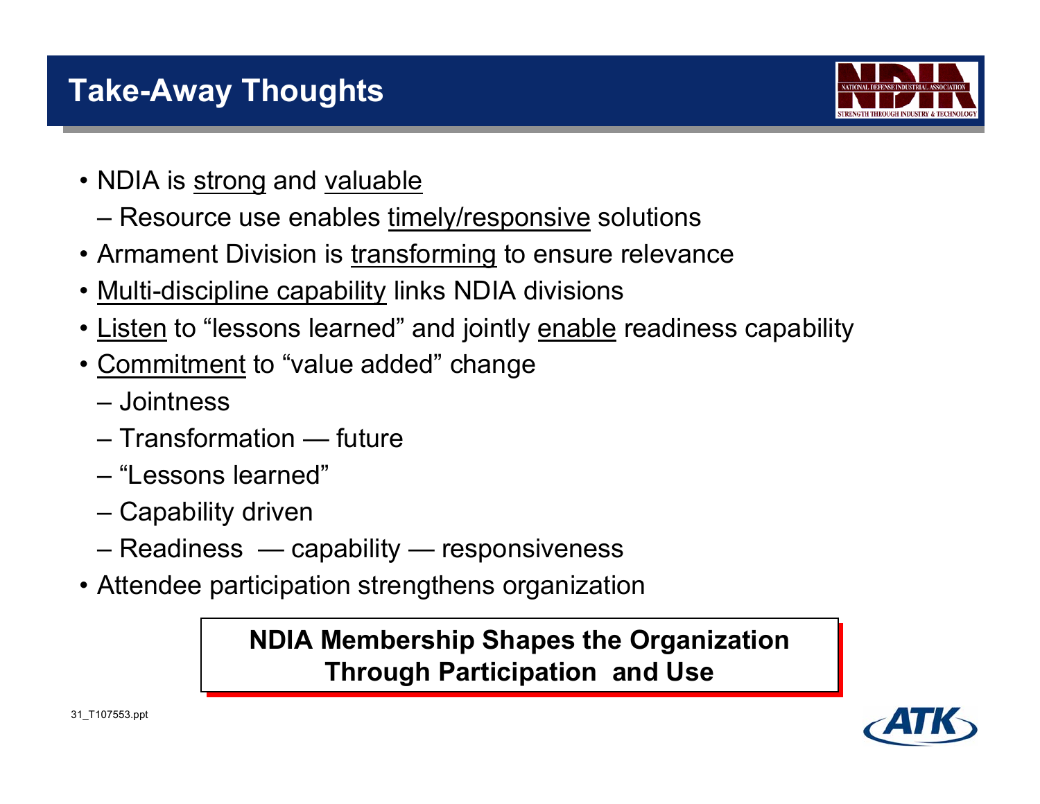## Take-Away Thoughts

- NDIA is strong and valuable
  - Resource use enables timely/responsive solutions
- Armament Division is transforming to ensure relevance
- Multi-discipline capability links NDIA divisions
- Listen to "lessons learned" and jointly enable readiness capability
- Commitment to "value added" change
  - Jointness
  - Transformation — future
  - "Lessons learned"
  - Capability driven
  - Readiness — capability — responsiveness
- Attendee participation strengthens organization

**NDIA Membership Shapes the Organization Through Participation and Use**

31_T107553.ppt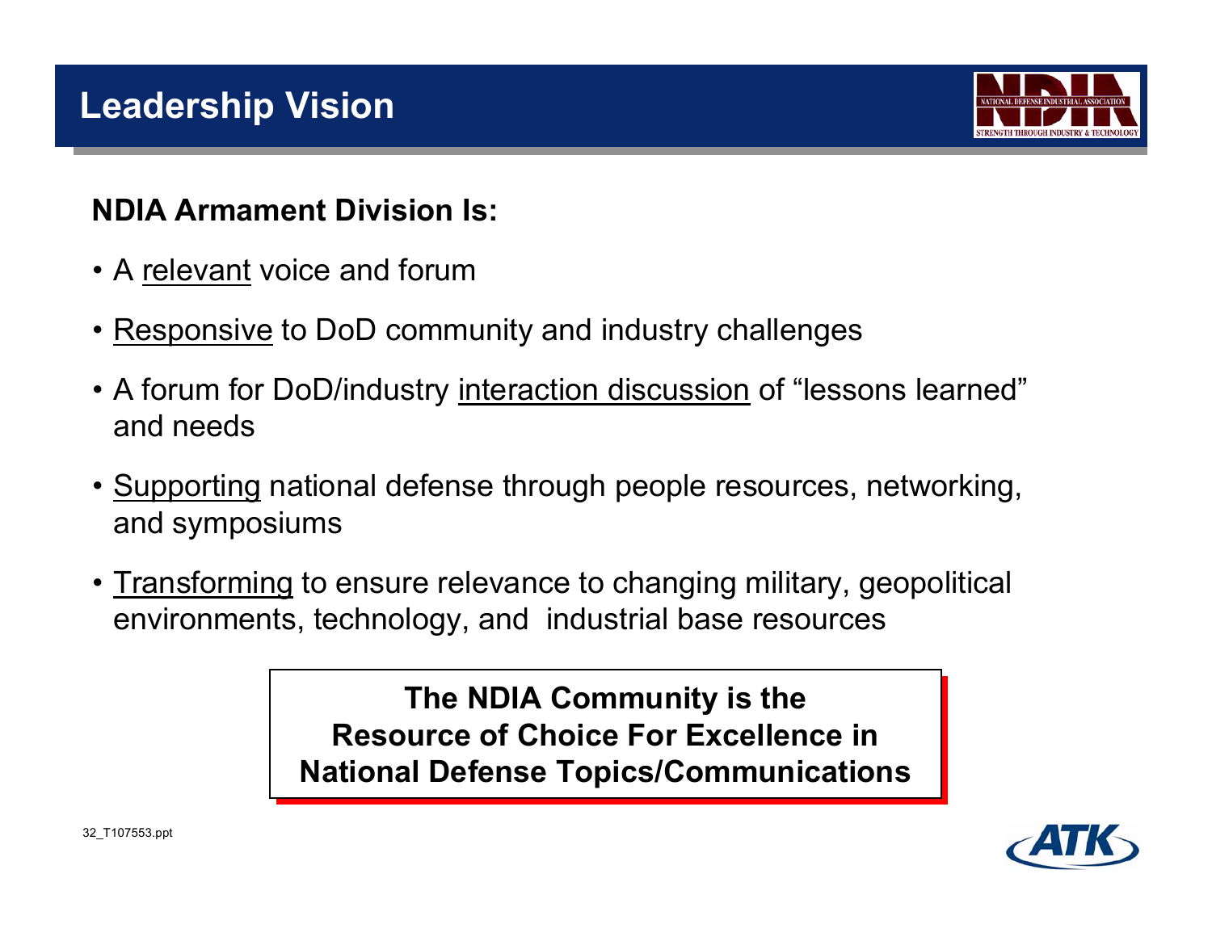# Leadership Vision

**NDIA Armament Division Is:**

- A relevant voice and forum
- Responsive to DoD community and industry challenges
- A forum for DoD/industry interaction discussion of "lessons learned" and needs
- Supporting national defense through people resources, networking, and symposiums
- Transforming to ensure relevance to changing military, geopolitical environments, technology, and industrial base resources

**The NDIA Community is the Resource of Choice For Excellence in National Defense Topics/Communications**